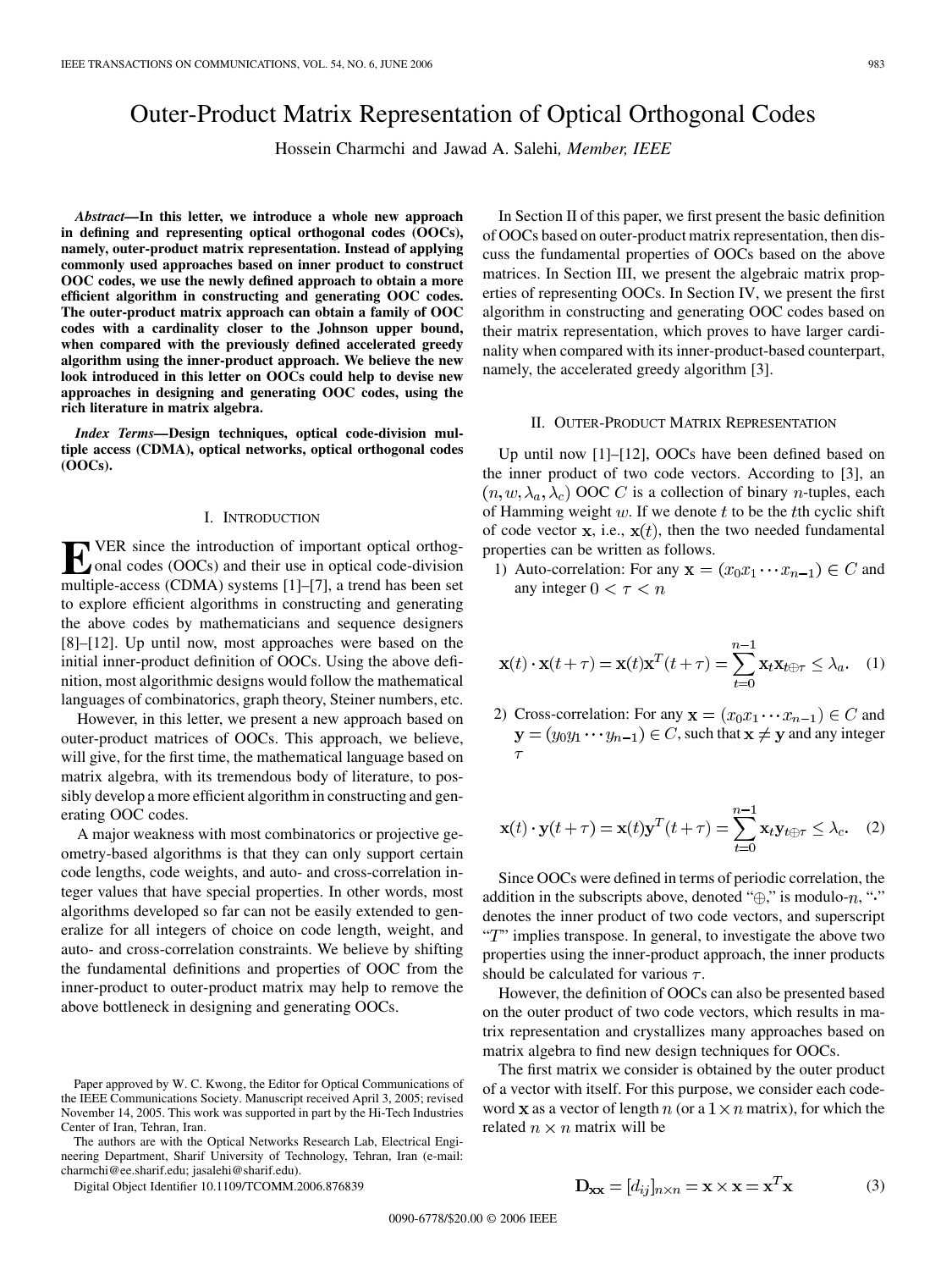# Outer-Product Matrix Representation of Optical Orthogonal Codes

Hossein Charmchi and Jawad A. Salehi, *Member, IEEE*

***Abstract*—In this letter, we introduce a whole new approach in defining and representing optical orthogonal codes (OOCs), namely, outer-product matrix representation. Instead of applying commonly used approaches based on inner product to construct OOC codes, we use the newly defined approach to obtain a more efficient algorithm in constructing and generating OOC codes. The outer-product matrix approach can obtain a family of OOC codes with a cardinality closer to the Johnson upper bound, when compared with the previously defined accelerated greedy algorithm using the inner-product approach. We believe the new look introduced in this letter on OOCs could help to devise new approaches in designing and generating OOC codes, using the rich literature in matrix algebra.**

***Index Terms*—Design techniques, optical code-division multiple access (CDMA), optical networks, optical orthogonal codes (OOCs).**

## I. Introduction

Ever since the introduction of important optical orthogonal codes (OOCs) and their use in optical code-division multiple-access (CDMA) systems [1]–[7], a trend has been set to explore efficient algorithms in constructing and generating the above codes by mathematicians and sequence designers [8]–[12]. Up until now, most approaches were based on the initial inner-product definition of OOCs. Using the above definition, most algorithmic designs would follow the mathematical languages of combinatorics, graph theory, Steiner numbers, etc.

However, in this letter, we present a new approach based on outer-product matrices of OOCs. This approach, we believe, will give, for the first time, the mathematical language based on matrix algebra, with its tremendous body of literature, to possibly develop a more efficient algorithm in constructing and generating OOC codes.

A major weakness with most combinatorics or projective geometry-based algorithms is that they can only support certain code lengths, code weights, and auto- and cross-correlation integer values that have special properties. In other words, most algorithms developed so far can not be easily extended to generalize for all integers of choice on code length, weight, and auto- and cross-correlation constraints. We believe by shifting the fundamental definitions and properties of OOC from the inner-product to outer-product matrix may help to remove the above bottleneck in designing and generating OOCs.

Paper approved by W. C. Kwong, the Editor for Optical Communications of the IEEE Communications Society. Manuscript received April 3, 2005; revised November 14, 2005. This work was supported in part by the Hi-Tech Industries Center of Iran, Tehran, Iran.

The authors are with the Optical Networks Research Lab, Electrical Engineering Department, Sharif University of Technology, Tehran, Iran (e-mail: charmchi@ee.sharif.edu; jasalehi@sharif.edu).

Digital Object Identifier 10.1109/TCOMM.2006.876839

In Section II of this paper, we first present the basic definition of OOCs based on outer-product matrix representation, then discuss the fundamental properties of OOCs based on the above matrices. In Section III, we present the algebraic matrix properties of representing OOCs. In Section IV, we present the first algorithm in constructing and generating OOC codes based on their matrix representation, which proves to have larger cardinality when compared with its inner-product-based counterpart, namely, the accelerated greedy algorithm [3].

## II. Outer-Product Matrix Representation

Up until now [1]–[12], OOCs have been defined based on the inner product of two code vectors. According to [3], an $(n, w, \lambda_a, \lambda_c)$ OOC $C$ is a collection of binary $n$-tuples, each of Hamming weight $w$. If we denote $t$ to be the $t$th cyclic shift of code vector $\mathbf{x}$, i.e., $\mathbf{x}(t)$, then the two needed fundamental properties can be written as follows.

1) Auto-correlation: For any $\mathbf{x} = (x_0 x_1 \cdots x_{n-1}) \in C$ and any integer $0 < \tau < n$

$$\mathbf{x}(t) \cdot \mathbf{x}(t+\tau) = \mathbf{x}(t)\mathbf{x}^T(t+\tau) = \sum_{t=0}^{n-1} \mathbf{x}_t \mathbf{x}_{t \oplus \tau} \leq \lambda_a. \quad (1)$$

2) Cross-correlation: For any $\mathbf{x} = (x_0 x_1 \cdots x_{n-1}) \in C$ and $\mathbf{y} = (y_0 y_1 \cdots y_{n-1}) \in C$, such that $\mathbf{x} \neq \mathbf{y}$ and any integer $\tau$

$$\mathbf{x}(t) \cdot \mathbf{y}(t+\tau) = \mathbf{x}(t)\mathbf{y}^T(t+\tau) = \sum_{t=0}^{n-1} \mathbf{x}_t \mathbf{y}_{t \oplus \tau} \leq \lambda_c. \quad (2)$$

Since OOCs were defined in terms of periodic correlation, the addition in the subscripts above, denoted "$\oplus$," is modulo-$n$, "$\cdot$" denotes the inner product of two code vectors, and superscript "$T$" implies transpose. In general, to investigate the above two properties using the inner-product approach, the inner products should be calculated for various $\tau$.

However, the definition of OOCs can also be presented based on the outer product of two code vectors, which results in matrix representation and crystallizes many approaches based on matrix algebra to find new design techniques for OOCs.

The first matrix we consider is obtained by the outer product of a vector with itself. For this purpose, we consider each codeword $\mathbf{x}$ as a vector of length $n$ (or a $1 \times n$ matrix), for which the related $n \times n$ matrix will be

$$\mathbf{D}_{\mathbf{xx}} = [d_{ij}]_{n \times n} = \mathbf{x} \times \mathbf{x} = \mathbf{x}^T \mathbf{x} \quad (3)$$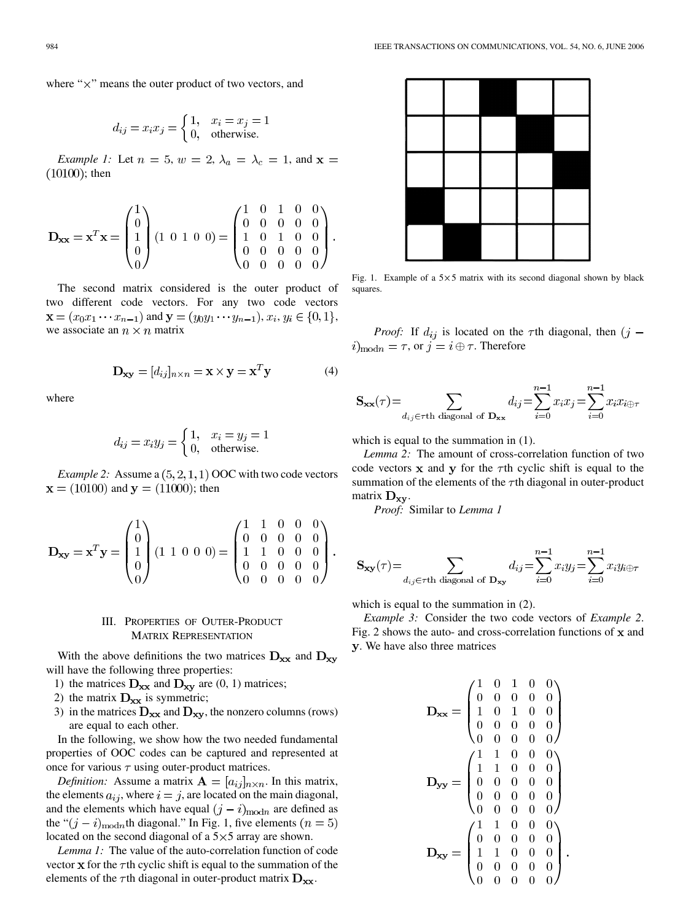where "×" means the outer product of two vectors, and

$$d_{ij} = x_i x_j = \begin{cases} 1, & x_i = x_j = 1 \\ 0, & \text{otherwise.} \end{cases}$$

*Example 1:* Let $n = 5$, $w = 2$, $\lambda_a = \lambda_c = 1$, and $\mathbf{x} = (10100)$; then

$$\mathbf{D_{xx}} = \mathbf{x}^T\mathbf{x} = \begin{pmatrix} 1 \\ 0 \\ 1 \\ 0 \\ 0 \end{pmatrix} (1\ 0\ 1\ 0\ 0) = \begin{pmatrix} 1 & 0 & 1 & 0 & 0 \\ 0 & 0 & 0 & 0 & 0 \\ 1 & 0 & 1 & 0 & 0 \\ 0 & 0 & 0 & 0 & 0 \\ 0 & 0 & 0 & 0 & 0 \end{pmatrix}.$$

The second matrix considered is the outer product of two different code vectors. For any two code vectors $\mathbf{x} = (x_0 x_1 \cdots x_{n-1})$ and $\mathbf{y} = (y_0 y_1 \cdots y_{n-1})$, $x_i, y_i \in \{0, 1\}$, we associate an $n \times n$ matrix

$$\mathbf{D_{xy}} = [d_{ij}]_{n \times n} = \mathbf{x} \times \mathbf{y} = \mathbf{x}^T\mathbf{y} \tag{4}$$

where

$$d_{ij} = x_i y_j = \begin{cases} 1, & x_i = y_j = 1 \\ 0, & \text{otherwise.} \end{cases}$$

*Example 2:* Assume a $(5, 2, 1, 1)$ OOC with two code vectors $\mathbf{x} = (10100)$ and $\mathbf{y} = (11000)$; then

$$\mathbf{D_{xy}} = \mathbf{x}^T\mathbf{y} = \begin{pmatrix} 1 \\ 0 \\ 1 \\ 0 \\ 0 \end{pmatrix} (1\ 1\ 0\ 0\ 0) = \begin{pmatrix} 1 & 1 & 0 & 0 & 0 \\ 0 & 0 & 0 & 0 & 0 \\ 1 & 1 & 0 & 0 & 0 \\ 0 & 0 & 0 & 0 & 0 \\ 0 & 0 & 0 & 0 & 0 \end{pmatrix}.$$

## III. Properties of Outer-Product Matrix Representation

With the above definitions the two matrices $\mathbf{D_{xx}}$ and $\mathbf{D_{xy}}$ will have the following three properties:

1) the matrices $\mathbf{D_{xx}}$ and $\mathbf{D_{xy}}$ are (0, 1) matrices;
2) the matrix $\mathbf{D_{xx}}$ is symmetric;
3) in the matrices $\mathbf{D_{xx}}$ and $\mathbf{D_{xy}}$, the nonzero columns (rows) are equal to each other.

In the following, we show how the two needed fundamental properties of OOC codes can be captured and represented at once for various $\tau$ using outer-product matrices.

*Definition:* Assume a matrix $\mathbf{A} = [a_{ij}]_{n \times n}$. In this matrix, the elements $a_{ij}$, where $i = j$, are located on the main diagonal, and the elements which have equal $(j - i)_{\text{mod}n}$ are defined as the "$(j - i)_{\text{mod}n}$th diagonal." In Fig. 1, five elements $(n = 5)$ located on the second diagonal of a 5×5 array are shown.

*Lemma 1:* The value of the auto-correlation function of code vector $\mathbf{x}$ for the $\tau$th cyclic shift is equal to the summation of the elements of the $\tau$th diagonal in outer-product matrix $\mathbf{D_{xx}}$.

Fig. 1. Example of a 5×5 matrix with its second diagonal shown by black squares.

*Proof:* If $d_{ij}$ is located on the $\tau$th diagonal, then $(j - i)_{\text{mod}n} = \tau$, or $j = i \oplus \tau$. Therefore

$$\mathbf{S_{xx}}(\tau) = \sum_{d_{ij} \in \tau\text{th diagonal of } \mathbf{D_{xx}}} d_{ij} = \sum_{i=0}^{n-1} x_i x_j = \sum_{i=0}^{n-1} x_i x_{i \oplus \tau}$$

which is equal to the summation in (1).

*Lemma 2:* The amount of cross-correlation function of two code vectors $\mathbf{x}$ and $\mathbf{y}$ for the $\tau$th cyclic shift is equal to the summation of the elements of the $\tau$th diagonal in outer-product matrix $\mathbf{D_{xy}}$.

*Proof:* Similar to *Lemma 1*

$$\mathbf{S_{xy}}(\tau) = \sum_{d_{ij} \in \tau\text{th diagonal of } \mathbf{D_{xy}}} d_{ij} = \sum_{i=0}^{n-1} x_i y_j = \sum_{i=0}^{n-1} x_i y_{i \oplus \tau}$$

which is equal to the summation in (2).

*Example 3:* Consider the two code vectors of *Example 2*. Fig. 2 shows the auto- and cross-correlation functions of $\mathbf{x}$ and $\mathbf{y}$. We have also three matrices

$$\mathbf{D_{xx}} = \begin{pmatrix} 1 & 0 & 1 & 0 & 0 \\ 0 & 0 & 0 & 0 & 0 \\ 1 & 0 & 1 & 0 & 0 \\ 0 & 0 & 0 & 0 & 0 \\ 0 & 0 & 0 & 0 & 0 \end{pmatrix}$$

$$\mathbf{D_{yy}} = \begin{pmatrix} 1 & 1 & 0 & 0 & 0 \\ 1 & 1 & 0 & 0 & 0 \\ 0 & 0 & 0 & 0 & 0 \\ 0 & 0 & 0 & 0 & 0 \\ 0 & 0 & 0 & 0 & 0 \end{pmatrix}$$

$$\mathbf{D_{xy}} = \begin{pmatrix} 1 & 1 & 0 & 0 & 0 \\ 0 & 0 & 0 & 0 & 0 \\ 1 & 1 & 0 & 0 & 0 \\ 0 & 0 & 0 & 0 & 0 \\ 0 & 0 & 0 & 0 & 0 \end{pmatrix}.$$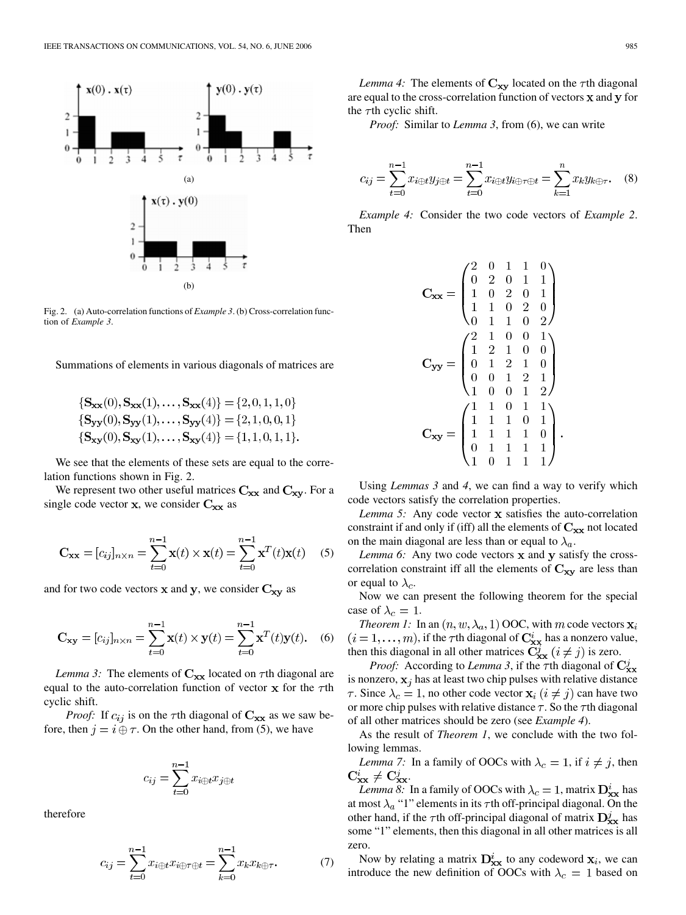x(0) . x(τ)

y(0) . y(τ)

(a)

x(τ) . y(0)

(b)

Fig. 2. (a) Auto-correlation functions of *Example 3*. (b) Cross-correlation function of *Example 3*.

Summations of elements in various diagonals of matrices are

$$\{\mathbf{S_{xx}}(0), \mathbf{S_{xx}}(1), \ldots, \mathbf{S_{xx}}(4)\} = \{2, 0, 1, 1, 0\}$$
$$\{\mathbf{S_{yy}}(0), \mathbf{S_{yy}}(1), \ldots, \mathbf{S_{yy}}(4)\} = \{2, 1, 0, 0, 1\}$$
$$\{\mathbf{S_{xy}}(0), \mathbf{S_{xy}}(1), \ldots, \mathbf{S_{xy}}(4)\} = \{1, 1, 0, 1, 1\}.$$

We see that the elements of these sets are equal to the correlation functions shown in Fig. 2.

We represent two other useful matrices $\mathbf{C_{xx}}$ and $\mathbf{C_{xy}}$. For a single code vector $\mathbf{x}$, we consider $\mathbf{C_{xx}}$ as

$$\mathbf{C_{xx}} = [c_{ij}]_{n \times n} = \sum_{t=0}^{n-1} \mathbf{x}(t) \times \mathbf{x}(t) = \sum_{t=0}^{n-1} \mathbf{x}^T(t)\mathbf{x}(t) \quad (5)$$

and for two code vectors $\mathbf{x}$ and $\mathbf{y}$, we consider $\mathbf{C_{xy}}$ as

$$\mathbf{C_{xy}} = [c_{ij}]_{n \times n} = \sum_{t=0}^{n-1} \mathbf{x}(t) \times \mathbf{y}(t) = \sum_{t=0}^{n-1} \mathbf{x}^T(t)\mathbf{y}(t). \quad (6)$$

*Lemma 3:* The elements of $\mathbf{C_{xx}}$ located on $\tau$th diagonal are equal to the auto-correlation function of vector $\mathbf{x}$ for the $\tau$th cyclic shift.

*Proof:* If $c_{ij}$ is on the $\tau$th diagonal of $\mathbf{C_{xx}}$ as we saw before, then $j = i \oplus \tau$. On the other hand, from (5), we have

$$c_{ij} = \sum_{t=0}^{n-1} x_{i \oplus t} x_{j \oplus t}$$

therefore

$$c_{ij} = \sum_{t=0}^{n-1} x_{i \oplus t} x_{i \oplus \tau \oplus t} = \sum_{k=0}^{n-1} x_k x_{k \oplus \tau}. \quad (7)$$

*Lemma 4:* The elements of $\mathbf{C_{xy}}$ located on the $\tau$th diagonal are equal to the cross-correlation function of vectors $\mathbf{x}$ and $\mathbf{y}$ for the $\tau$th cyclic shift.

*Proof:* Similar to *Lemma 3*, from (6), we can write

$$c_{ij} = \sum_{t=0}^{n-1} x_{i \oplus t} y_{j \oplus t} = \sum_{t=0}^{n-1} x_{i \oplus t} y_{i \oplus \tau \oplus t} = \sum_{k=1}^{n} x_k y_{k \oplus \tau}. \quad (8)$$

*Example 4:* Consider the two code vectors of *Example 2*. Then

$$\mathbf{C_{xx}} = \begin{pmatrix} 2 & 0 & 1 & 1 & 0 \\ 0 & 2 & 0 & 1 & 1 \\ 1 & 0 & 2 & 0 & 1 \\ 1 & 1 & 0 & 2 & 0 \\ 0 & 1 & 1 & 0 & 2 \end{pmatrix}$$
$$\mathbf{C_{yy}} = \begin{pmatrix} 2 & 1 & 0 & 0 & 1 \\ 1 & 2 & 1 & 0 & 0 \\ 0 & 1 & 2 & 1 & 0 \\ 0 & 0 & 1 & 2 & 1 \\ 1 & 0 & 0 & 1 & 2 \end{pmatrix}$$
$$\mathbf{C_{xy}} = \begin{pmatrix} 1 & 1 & 0 & 1 & 1 \\ 1 & 1 & 1 & 0 & 1 \\ 1 & 1 & 1 & 1 & 0 \\ 0 & 1 & 1 & 1 & 1 \\ 1 & 0 & 1 & 1 & 1 \end{pmatrix}.$$

Using *Lemmas 3* and *4*, we can find a way to verify which code vectors satisfy the correlation properties.

*Lemma 5:* Any code vector $\mathbf{x}$ satisfies the auto-correlation constraint if and only if (iff) all the elements of $\mathbf{C_{xx}}$ not located on the main diagonal are less than or equal to $\lambda_a$.

*Lemma 6:* Any two code vectors $\mathbf{x}$ and $\mathbf{y}$ satisfy the cross-correlation constraint iff all the elements of $\mathbf{C_{xy}}$ are less than or equal to $\lambda_c$.

Now we can present the following theorem for the special case of $\lambda_c = 1$.

*Theorem 1:* In an $(n, w, \lambda_a, 1)$ OOC, with $m$ code vectors $\mathbf{x}_i$ $(i = 1, \ldots, m)$, if the $\tau$th diagonal of $\mathbf{C}^i_{\mathbf{xx}}$ has a nonzero value, then this diagonal in all other matrices $\mathbf{C}^j_{\mathbf{xx}}$ $(i \neq j)$ is zero.

*Proof:* According to *Lemma 3*, if the $\tau$th diagonal of $\mathbf{C}^j_{\mathbf{xx}}$ is nonzero, $\mathbf{x}_j$ has at least two chip pulses with relative distance $\tau$. Since $\lambda_c = 1$, no other code vector $\mathbf{x}_i$ $(i \neq j)$ can have two or more chip pulses with relative distance $\tau$. So the $\tau$th diagonal of all other matrices should be zero (see *Example 4*).

As the result of *Theorem 1*, we conclude with the two following lemmas.

*Lemma 7:* In a family of OOCs with $\lambda_c = 1$, if $i \neq j$, then $\mathbf{C}^i_{\mathbf{xx}} \neq \mathbf{C}^j_{\mathbf{xx}}$.

*Lemma 8:* In a family of OOCs with $\lambda_c = 1$, matrix $\mathbf{D}^i_{\mathbf{xx}}$ has at most $\lambda_a$ "1" elements in its $\tau$th off-principal diagonal. On the other hand, if the $\tau$th off-principal diagonal of matrix $\mathbf{D}^j_{\mathbf{xx}}$ has some "1" elements, then this diagonal in all other matrices is all zero.

Now by relating a matrix $\mathbf{D}^i_{\mathbf{xx}}$ to any codeword $\mathbf{x}_i$, we can introduce the new definition of OOCs with $\lambda_c = 1$ based on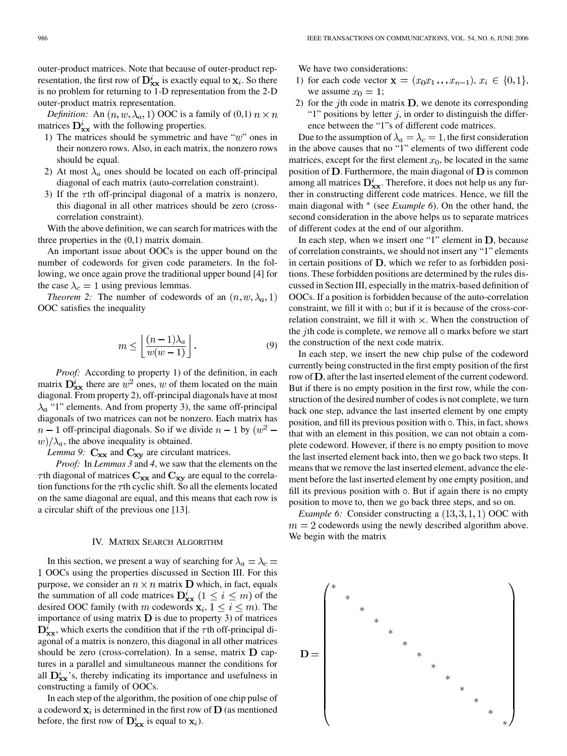outer-product matrices. Note that because of outer-product representation, the first row of $\mathbf{D}_{\mathbf{xx}}^i$ is exactly equal to $\mathbf{x}_i$. So there is no problem for returning to 1-D representation from the 2-D outer-product matrix representation.

*Definition:* An $(n, w, \lambda_a, 1)$ OOC is a family of (0,1) $n \times n$ matrices $\mathbf{D}_{\mathbf{xx}}^i$ with the following properties.

1) The matrices should be symmetric and have "$w$" ones in their nonzero rows. Also, in each matrix, the nonzero rows should be equal.
2) At most $\lambda_a$ ones should be located on each off-principal diagonal of each matrix (auto-correlation constraint).
3) If the $\tau$th off-principal diagonal of a matrix is nonzero, this diagonal in all other matrices should be zero (cross-correlation constraint).

With the above definition, we can search for matrices with the three properties in the (0,1) matrix domain.

An important issue about OOCs is the upper bound on the number of codewords for given code parameters. In the following, we once again prove the traditional upper bound [4] for the case $\lambda_c = 1$ using previous lemmas.

*Theorem 2:* The number of codewords of an $(n, w, \lambda_a, 1)$ OOC satisfies the inequality

$$m \leq \left\lfloor \frac{(n-1)\lambda_a}{w(w-1)} \right\rfloor. \tag{9}$$

*Proof:* According to property 1) of the definition, in each matrix $\mathbf{D}_{\mathbf{xx}}^i$ there are $w^2$ ones, $w$ of them located on the main diagonal. From property 2), off-principal diagonals have at most $\lambda_a$ "1" elements. And from property 3), the same off-principal diagonals of two matrices can not be nonzero. Each matrix has $n-1$ off-principal diagonals. So if we divide $n-1$ by $(w^2 - w)/\lambda_a$, the above inequality is obtained.

*Lemma 9:* $\mathbf{C}_{\mathbf{xx}}$ and $\mathbf{C}_{\mathbf{xy}}$ are circulant matrices.

*Proof:* In *Lemmas 3* and *4*, we saw that the elements on the $\tau$th diagonal of matrices $\mathbf{C}_{\mathbf{xx}}$ and $\mathbf{C}_{\mathbf{xy}}$ are equal to the correlation functions for the $\tau$th cyclic shift. So all the elements located on the same diagonal are equal, and this means that each row is a circular shift of the previous one [13].

## IV. Matrix Search Algorithm

In this section, we present a way of searching for $\lambda_a = \lambda_c = 1$ OOCs using the properties discussed in Section III. For this purpose, we consider an $n \times n$ matrix $\mathbf{D}$ which, in fact, equals the summation of all code matrices $\mathbf{D}_{\mathbf{xx}}^i$ $(1 \leq i \leq m)$ of the desired OOC family (with $m$ codewords $\mathbf{x}_i$, $1 \leq i \leq m$). The importance of using matrix $\mathbf{D}$ is due to property 3) of matrices $\mathbf{D}_{\mathbf{xx}}^i$, which exerts the condition that if the $\tau$th off-principal diagonal of a matrix is nonzero, this diagonal in all other matrices should be zero (cross-correlation). In a sense, matrix $\mathbf{D}$ captures in a parallel and simultaneous manner the conditions for all $\mathbf{D}_{\mathbf{xx}}^i$'s, thereby indicating its importance and usefulness in constructing a family of OOCs.

In each step of the algorithm, the position of one chip pulse of a codeword $\mathbf{x}_i$ is determined in the first row of $\mathbf{D}$ (as mentioned before, the first row of $\mathbf{D}_{\mathbf{xx}}^i$ is equal to $\mathbf{x}_i$).

We have two considerations:

1) for each code vector $\mathbf{x} = (x_0 x_1 \ldots x_{n-1})$, $x_i \in \{0,1\}$, we assume $x_0 = 1$;
2) for the $j$th code in matrix $\mathbf{D}$, we denote its corresponding "1" positions by letter $j$, in order to distinguish the difference between the "1"s of different code matrices.

Due to the assumption of $\lambda_a = \lambda_c = 1$, the first consideration in the above causes that no "1" elements of two different code matrices, except for the first element $x_0$, be located in the same position of $\mathbf{D}$. Furthermore, the main diagonal of $\mathbf{D}$ is common among all matrices $\mathbf{D}_{\mathbf{xx}}^i$. Therefore, it does not help us any further in constructing different code matrices. Hence, we fill the main diagonal with * (see *Example 6*). On the other hand, the second consideration in the above helps us to separate matrices of different codes at the end of our algorithm.

In each step, when we insert one "1" element in $\mathbf{D}$, because of correlation constraints, we should not insert any "1" elements in certain positions of $\mathbf{D}$, which we refer to as forbidden positions. These forbidden positions are determined by the rules discussed in Section III, especially in the matrix-based definition of OOCs. If a position is forbidden because of the auto-correlation constraint, we fill it with $\circ$; but if it is because of the cross-correlation constraint, we fill it with $\times$. When the construction of the $j$th code is complete, we remove all $\circ$ marks before we start the construction of the next code matrix.

In each step, we insert the new chip pulse of the codeword currently being constructed in the first empty position of the first row of $\mathbf{D}$, after the last inserted element of the current codeword. But if there is no empty position in the first row, while the construction of the desired number of codes is not complete, we turn back one step, advance the last inserted element by one empty position, and fill its previous position with $\circ$. This, in fact, shows that with an element in this position, we can not obtain a complete codeword. However, if there is no empty position to move the last inserted element back into, then we go back two steps. It means that we remove the last inserted element, advance the element before the last inserted element by one empty position, and fill its previous position with $\circ$. But if again there is no empty position to move to, then we go back three steps, and so on.

*Example 6:* Consider constructing a $(13, 3, 1, 1)$ OOC with $m = 2$ codewords using the newly described algorithm above. We begin with the matrix

$$\mathbf{D} = \begin{pmatrix} * & & & & & & & & & & & & \\ & * & & & & & & & & & & & \\ & & * & & & & & & & & & & \\ & & & * & & & & & & & & & \\ & & & & * & & & & & & & & \\ & & & & & * & & & & & & & \\ & & & & & & * & & & & & & \\ & & & & & & & * & & & & & \\ & & & & & & & & * & & & & \\ & & & & & & & & & * & & & \\ & & & & & & & & & & * & & \\ & & & & & & & & & & & * & \\ & & & & & & & & & & & & * \end{pmatrix}$$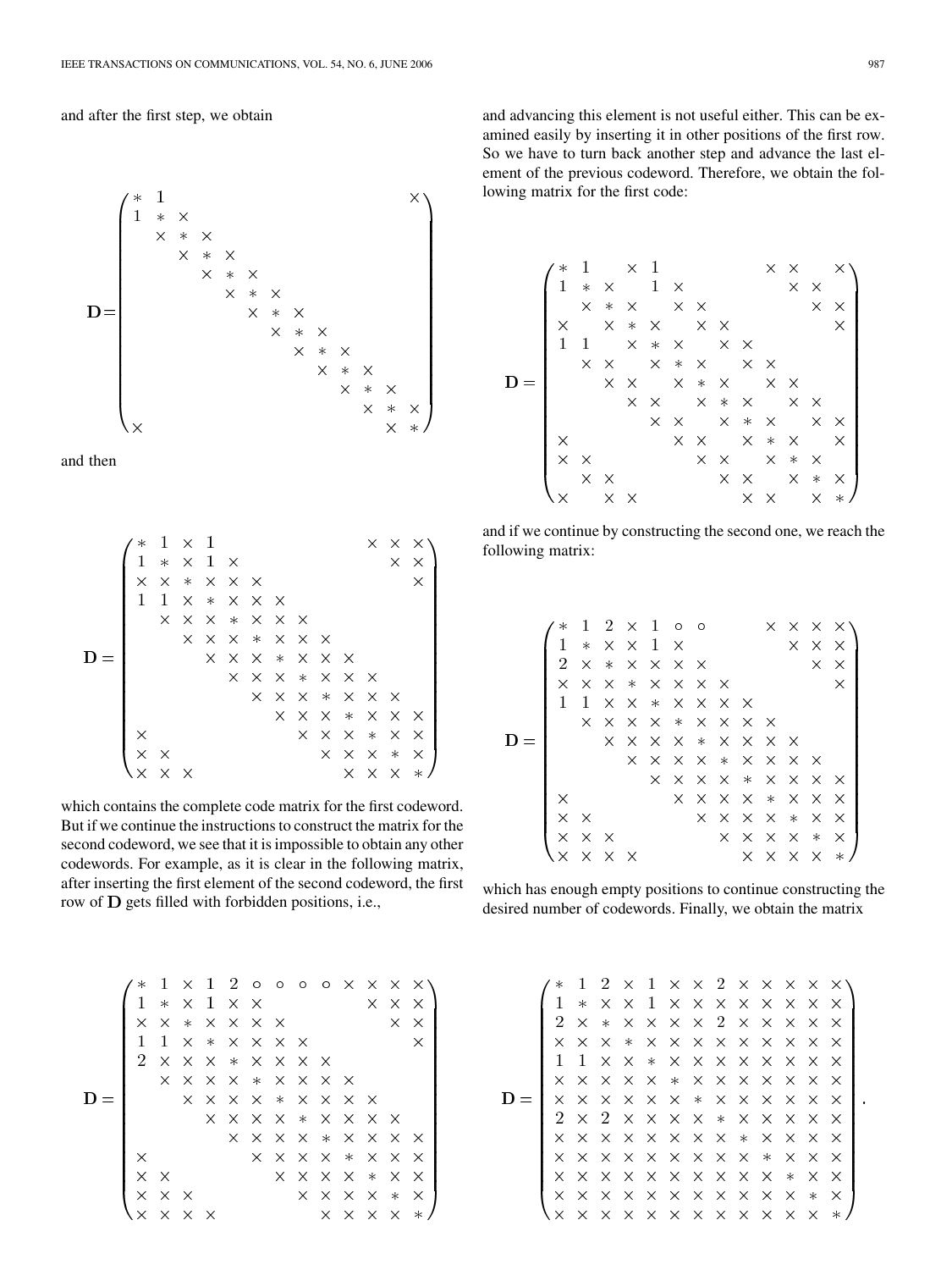and after the first step, we obtain

$$
\mathbf{D}=\begin{pmatrix}
\ast & 1 & & & & & & & & & & & \times \\
1 & \ast & \times & & & & & & & & & & \\
 & \times & \ast & \times & & & & & & & & & \\
 & & \times & \ast & \times & & & & & & & & \\
 & & & \times & \ast & \times & & & & & & & \\
 & & & & \times & \ast & \times & & & & & & \\
 & & & & & \times & \ast & \times & & & & & \\
 & & & & & & \times & \ast & \times & & & & \\
 & & & & & & & \times & \ast & \times & & & \\
 & & & & & & & & \times & \ast & \times & & \\
 & & & & & & & & & \times & \ast & \times & \\
 & & & & & & & & & & \times & \ast & \times \\
\times & & & & & & & & & & & \times & \ast
\end{pmatrix}
$$

and then

$$
\mathbf{D}=\begin{pmatrix}
\ast & 1 & \times & 1 & & & & & & & \times & \times & \times \\
1 & \ast & \times & 1 & \times & & & & & & & \times & \times \\
\times & \times & \ast & \times & \times & \times & & & & & & & \times \\
1 & 1 & \times & \ast & \times & \times & \times & & & & & & \\
 & \times & \times & \times & \ast & \times & \times & \times & & & & & \\
 & & \times & \times & \times & \ast & \times & \times & \times & & & & \\
 & & & \times & \times & \times & \ast & \times & \times & \times & & & \\
 & & & & \times & \times & \times & \ast & \times & \times & \times & & \\
 & & & & & \times & \times & \times & \ast & \times & \times & \times & \\
 & & & & & & \times & \times & \times & \ast & \times & \times & \times \\
\times & & & & & & & \times & \times & \times & \ast & \times & \times \\
\times & \times & & & & & & & \times & \times & \times & \ast & \times \\
\times & \times & \times & & & & & & & \times & \times & \times & \ast
\end{pmatrix}
$$

which contains the complete code matrix for the first codeword. But if we continue the instructions to construct the matrix for the second codeword, we see that it is impossible to obtain any other codewords. For example, as it is clear in the following matrix, after inserting the first element of the second codeword, the first row of $\mathbf{D}$ gets filled with forbidden positions, i.e.,

$$
\mathbf{D}=\begin{pmatrix}
\ast & 1 & \times & 1 & 2 & \circ & \circ & \circ & \circ & \times & \times & \times & \times \\
1 & \ast & \times & 1 & \times & \times & & & & & \times & \times & \times \\
\times & \times & \ast & \times & \times & \times & \times & & & & & \times & \times \\
1 & 1 & \times & \ast & \times & \times & \times & \times & & & & & \times \\
2 & \times & \times & \times & \ast & \times & \times & \times & \times & & & & \\
 & \times & \times & \times & \times & \ast & \times & \times & \times & \times & & & \\
 & & \times & \times & \times & \times & \ast & \times & \times & \times & \times & & \\
 & & & \times & \times & \times & \times & \ast & \times & \times & \times & \times & \\
 & & & & \times & \times & \times & \times & \ast & \times & \times & \times & \times \\
\times & & & & & \times & \times & \times & \times & \ast & \times & \times & \times \\
\times & \times & & & & & \times & \times & \times & \times & \ast & \times & \times \\
\times & \times & \times & & & & & \times & \times & \times & \times & \ast & \times \\
\times & \times & \times & \times & & & & & \times & \times & \times & \times & \ast
\end{pmatrix}
$$

and advancing this element is not useful either. This can be examined easily by inserting it in other positions of the first row. So we have to turn back another step and advance the last element of the previous codeword. Therefore, we obtain the following matrix for the first code:

$$
\mathbf{D}=\begin{pmatrix}
\ast & 1 & & \times & 1 & & & & & \times & \times & & \times \\
1 & \ast & \times & & 1 & \times & & & & & \times & \times & \\
 & \times & \ast & \times & & \times & \times & & & & & \times & \times \\
\times & & \times & \ast & \times & & \times & \times & & & & & \times \\
1 & 1 & & \times & \ast & \times & & \times & \times & & & & \\
 & \times & \times & & \times & \ast & \times & & \times & \times & & & \\
 & & \times & \times & & \times & \ast & \times & & \times & \times & & \\
 & & & \times & \times & & \times & \ast & \times & & \times & \times & \\
 & & & & \times & \times & & \times & \ast & \times & & \times & \times \\
\times & & & & & \times & \times & & \times & \ast & \times & & \times \\
\times & \times & & & & & \times & \times & & \times & \ast & \times & \\
 & \times & \times & & & & & \times & \times & & \times & \ast & \times \\
\times & & \times & \times & & & & & \times & \times & & \times & \ast
\end{pmatrix}
$$

and if we continue by constructing the second one, we reach the following matrix:

$$
\mathbf{D}=\begin{pmatrix}
\ast & 1 & 2 & \times & 1 & \circ & \circ & & & \times & \times & \times & \times \\
1 & \ast & \times & \times & 1 & \times & & & & & \times & \times & \times \\
2 & \times & \ast & \times & \times & \times & \times & & & & & \times & \times \\
\times & \times & \times & \ast & \times & \times & \times & \times & & & & & \times \\
1 & 1 & \times & \times & \ast & \times & \times & \times & \times & & & & \\
 & \times & \times & \times & \times & \ast & \times & \times & \times & \times & & & \\
 & & \times & \times & \times & \times & \ast & \times & \times & \times & \times & & \\
 & & & \times & \times & \times & \times & \ast & \times & \times & \times & \times & \\
 & & & & \times & \times & \times & \times & \ast & \times & \times & \times & \times \\
\times & & & & & \times & \times & \times & \times & \ast & \times & \times & \times \\
\times & \times & & & & & \times & \times & \times & \times & \ast & \times & \times \\
\times & \times & \times & & & & & \times & \times & \times & \times & \ast & \times \\
\times & \times & \times & \times & & & & & \times & \times & \times & \times & \ast
\end{pmatrix}
$$

which has enough empty positions to continue constructing the desired number of codewords. Finally, we obtain the matrix

$$
\mathbf{D}=\begin{pmatrix}
\ast & 1 & 2 & \times & 1 & \times & \times & 2 & \times & \times & \times & \times & \times \\
1 & \ast & \times & \times & 1 & \times & \times & \times & \times & \times & \times & \times & \times \\
2 & \times & \ast & \times & \times & \times & \times & 2 & \times & \times & \times & \times & \times \\
\times & \times & \times & \ast & \times & \times & \times & \times & \times & \times & \times & \times & \times \\
1 & 1 & \times & \times & \ast & \times & \times & \times & \times & \times & \times & \times & \times \\
\times & \times & \times & \times & \times & \ast & \times & \times & \times & \times & \times & \times & \times \\
\times & \times & \times & \times & \times & \times & \ast & \times & \times & \times & \times & \times & \times \\
2 & \times & 2 & \times & \times & \times & \times & \ast & \times & \times & \times & \times & \times \\
\times & \times & \times & \times & \times & \times & \times & \times & \ast & \times & \times & \times & \times \\
\times & \times & \times & \times & \times & \times & \times & \times & \times & \ast & \times & \times & \times \\
\times & \times & \times & \times & \times & \times & \times & \times & \times & \times & \ast & \times & \times \\
\times & \times & \times & \times & \times & \times & \times & \times & \times & \times & \times & \ast & \times \\
\times & \times & \times & \times & \times & \times & \times & \times & \times & \times & \times & \times & \ast
\end{pmatrix}.
$$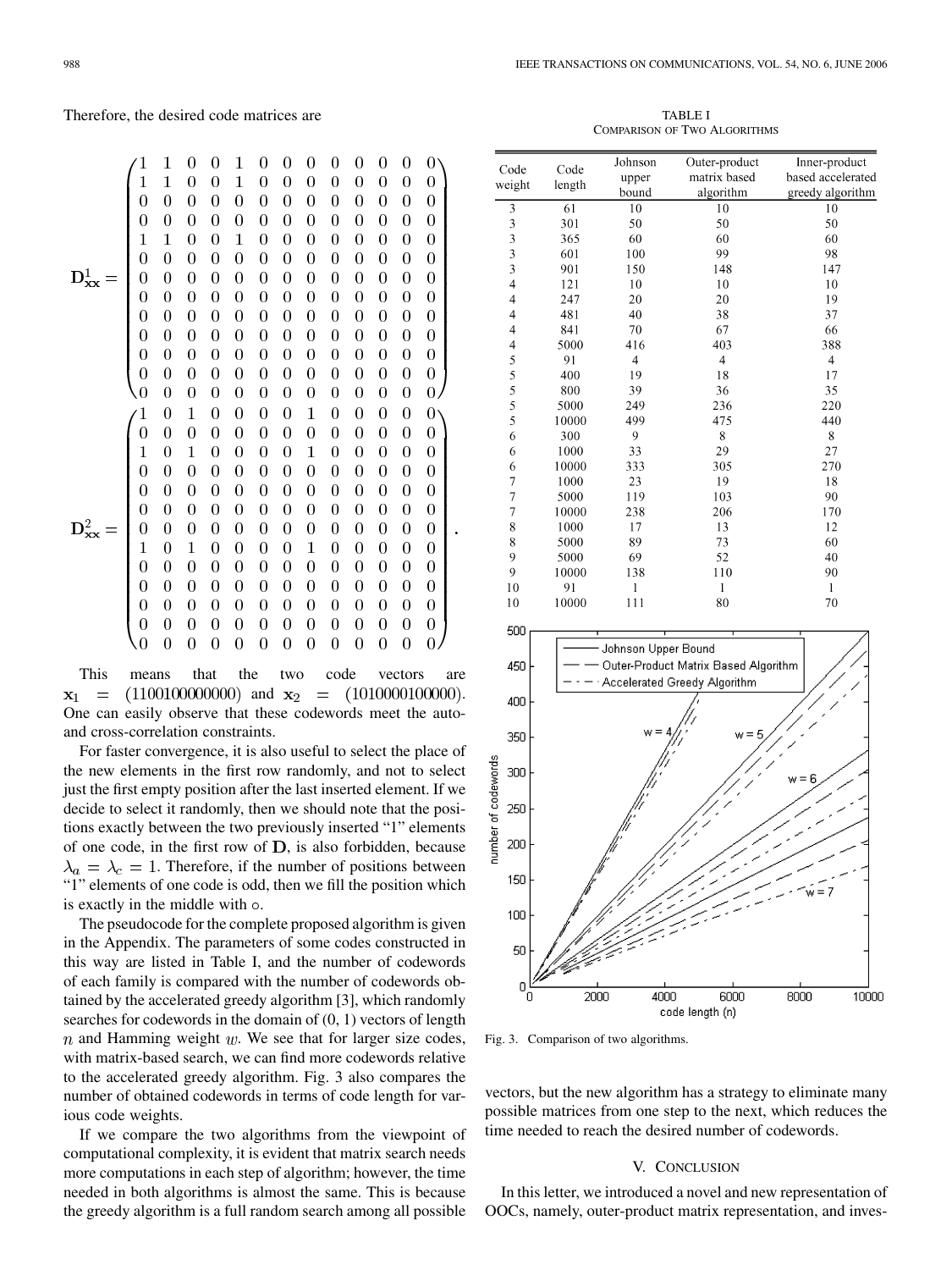Therefore, the desired code matrices are

$$\mathbf{D}^1_{\mathbf{xx}} = \begin{pmatrix} 1&1&0&0&1&0&0&0&0&0&0&0&0\\ 1&1&0&0&1&0&0&0&0&0&0&0&0\\ 0&0&0&0&0&0&0&0&0&0&0&0&0\\ 0&0&0&0&0&0&0&0&0&0&0&0&0\\ 1&1&0&0&1&0&0&0&0&0&0&0&0\\ 0&0&0&0&0&0&0&0&0&0&0&0&0\\ 0&0&0&0&0&0&0&0&0&0&0&0&0\\ 0&0&0&0&0&0&0&0&0&0&0&0&0\\ 0&0&0&0&0&0&0&0&0&0&0&0&0\\ 0&0&0&0&0&0&0&0&0&0&0&0&0\\ 0&0&0&0&0&0&0&0&0&0&0&0&0\\ 0&0&0&0&0&0&0&0&0&0&0&0&0\\ 0&0&0&0&0&0&0&0&0&0&0&0&0 \end{pmatrix}$$

$$\mathbf{D}^2_{\mathbf{xx}} = \begin{pmatrix} 1&0&1&0&0&0&0&1&0&0&0&0&0\\ 0&0&0&0&0&0&0&0&0&0&0&0&0\\ 1&0&1&0&0&0&0&1&0&0&0&0&0\\ 0&0&0&0&0&0&0&0&0&0&0&0&0\\ 0&0&0&0&0&0&0&0&0&0&0&0&0\\ 0&0&0&0&0&0&0&0&0&0&0&0&0\\ 0&0&0&0&0&0&0&0&0&0&0&0&0\\ 1&0&1&0&0&0&0&1&0&0&0&0&0\\ 0&0&0&0&0&0&0&0&0&0&0&0&0\\ 0&0&0&0&0&0&0&0&0&0&0&0&0\\ 0&0&0&0&0&0&0&0&0&0&0&0&0\\ 0&0&0&0&0&0&0&0&0&0&0&0&0\\ 0&0&0&0&0&0&0&0&0&0&0&0&0 \end{pmatrix}.$$

This means that the two code vectors are $\mathbf{x}_1 = (1100100000000)$ and $\mathbf{x}_2 = (1010000100000)$. One can easily observe that these codewords meet the auto- and cross-correlation constraints.

For faster convergence, it is also useful to select the place of the new elements in the first row randomly, and not to select just the first empty position after the last inserted element. If we decide to select it randomly, then we should note that the positions exactly between the two previously inserted "1" elements of one code, in the first row of $\mathbf{D}$, is also forbidden, because $\lambda_a = \lambda_c = 1$. Therefore, if the number of positions between "1" elements of one code is odd, then we fill the position which is exactly in the middle with $\circ$.

The pseudocode for the complete proposed algorithm is given in the Appendix. The parameters of some codes constructed in this way are listed in Table I, and the number of codewords of each family is compared with the number of codewords obtained by the accelerated greedy algorithm [3], which randomly searches for codewords in the domain of (0, 1) vectors of length $n$ and Hamming weight $w$. We see that for larger size codes, with matrix-based search, we can find more codewords relative to the accelerated greedy algorithm. Fig. 3 also compares the number of obtained codewords in terms of code length for various code weights.

If we compare the two algorithms from the viewpoint of computational complexity, it is evident that matrix search needs more computations in each step of algorithm; however, the time needed in both algorithms is almost the same. This is because the greedy algorithm is a full random search among all possible vectors, but the new algorithm has a strategy to eliminate many possible matrices from one step to the next, which reduces the time needed to reach the desired number of codewords.

TABLE I
COMPARISON OF TWO ALGORITHMS

| Code weight | Code length | Johnson upper bound | Outer-product matrix based algorithm | Inner-product based accelerated greedy algorithm |
|---|---|---|---|---|
| 3 | 61 | 10 | 10 | 10 |
| 3 | 301 | 50 | 50 | 50 |
| 3 | 365 | 60 | 60 | 60 |
| 3 | 601 | 100 | 99 | 98 |
| 3 | 901 | 150 | 148 | 147 |
| 4 | 121 | 10 | 10 | 10 |
| 4 | 247 | 20 | 20 | 19 |
| 4 | 481 | 40 | 38 | 37 |
| 4 | 841 | 70 | 67 | 66 |
| 4 | 5000 | 416 | 403 | 388 |
| 5 | 91 | 4 | 4 | 4 |
| 5 | 400 | 19 | 18 | 17 |
| 5 | 800 | 39 | 36 | 35 |
| 5 | 5000 | 249 | 236 | 220 |
| 5 | 10000 | 499 | 475 | 440 |
| 6 | 300 | 9 | 8 | 8 |
| 6 | 1000 | 33 | 29 | 27 |
| 6 | 10000 | 333 | 305 | 270 |
| 7 | 1000 | 23 | 19 | 18 |
| 7 | 5000 | 119 | 103 | 90 |
| 7 | 10000 | 238 | 206 | 170 |
| 8 | 1000 | 17 | 13 | 12 |
| 8 | 5000 | 89 | 73 | 60 |
| 9 | 5000 | 69 | 52 | 40 |
| 9 | 10000 | 138 | 110 | 90 |
| 10 | 91 | 1 | 1 | 1 |
| 10 | 10000 | 111 | 80 | 70 |

Johnson Upper Bound
Outer-Product Matrix Based Algorithm
Accelerated Greedy Algorithm
w = 4
w = 5
w = 6
w = 7
number of codewords
code length (n)
0
50
100
150
200
250
300
350
400
450
500
0
2000
4000
6000
8000
10000

Fig. 3. Comparison of two algorithms.

## V. CONCLUSION

In this letter, we introduced a novel and new representation of OOCs, namely, outer-product matrix representation, and inves-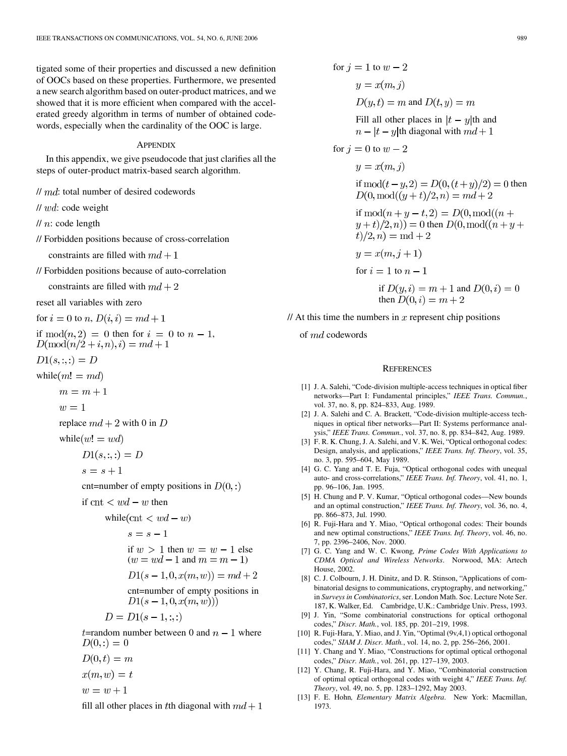tigated some of their properties and discussed a new definition of OOCs based on these properties. Furthermore, we presented a new search algorithm based on outer-product matrices, and we showed that it is more efficient when compared with the accelerated greedy algorithm in terms of number of obtained codewords, especially when the cardinality of the OOC is large.

## Appendix

In this appendix, we give pseudocode that just clarifies all the steps of outer-product matrix-based search algorithm.

// $md$: total number of desired codewords

// $wd$: code weight

// $n$: code length

// Forbidden positions because of cross-correlation

  constraints are filled with $md+1$

// Forbidden positions because of auto-correlation

  constraints are filled with $md+2$

reset all variables with zero

for $i=0$ to $n$, $D(i,i)=md+1$

if $\mathrm{mod}(n,2)=0$ then for $i=0$ to $n-1$, $D(\mathrm{mod}(n/2+i,n),i)=md+1$

$D1(s,:,:)=D$

while$(m!=md)$

  $m=m+1$

  $w=1$

  replace $md+2$ with 0 in $D$

  while$(w!=wd)$

    $D1(s,:,:)=D$

    $s=s+1$

    cnt=number of empty positions in $D(0,:)$

    if $\mathrm{cnt}<wd-w$ then

      while$(\mathrm{cnt}<wd-w)$

        $s=s-1$

        if $w>1$ then $w=w-1$ else $(w=wd-1$ and $m=m-1)$

        $D1(s-1,0,x(m,w))=md+2$

        cnt=number of empty positions in $D1(s-1,0,x(m,w)))$

      $D=D1(s-1,:,:)$

    $t$=random number between 0 and $n-1$ where $D(0,:)=0$

    $D(0,t)=m$

    $x(m,w)=t$

    $w=w+1$

    fill all other places in $t$th diagonal with $md+1$

  for $j=1$ to $w-2$

    $y=x(m,j)$

    $D(y,t)=m$ and $D(t,y)=m$

    Fill all other places in $|t-y|$th and $n-|t-y|$th diagonal with $md+1$

  for $j=0$ to $w-2$

    $y=x(m,j)$

    if $\mathrm{mod}(t-y,2)=D(0,(t+y)/2)=0$ then $D(0,\mathrm{mod}((y+t)/2,n)=md+2$

    if $\mathrm{mod}(n+y-t,2)=D(0,\mathrm{mod}((n+y+t)/2,n))=0$ then $D(0,\mathrm{mod}((n+y+t)/2,n)=\mathrm{md}+2$

    $y=x(m,j+1)$

    for $i=1$ to $n-1$

      if $D(y,i)=m+1$ and $D(0,i)=0$ then $D(0,i)=m+2$

// At this time the numbers in $x$ represent chip positions

  of $md$ codewords

## References

[1] J. A. Salehi, "Code-division multiple-access techniques in optical fiber networks—Part I: Fundamental principles," *IEEE Trans. Commun.*, vol. 37, no. 8, pp. 824–833, Aug. 1989.

[2] J. A. Salehi and C. A. Brackett, "Code-division multiple-access techniques in optical fiber networks—Part II: Systems performance analysis," *IEEE Trans. Commun.*, vol. 37, no. 8, pp. 834–842, Aug. 1989.

[3] F. R. K. Chung, J. A. Salehi, and V. K. Wei, "Optical orthogonal codes: Design, analysis, and applications," *IEEE Trans. Inf. Theory*, vol. 35, no. 3, pp. 595–604, May 1989.

[4] G. C. Yang and T. E. Fuja, "Optical orthogonal codes with unequal auto- and cross-correlations," *IEEE Trans. Inf. Theory*, vol. 41, no. 1, pp. 96–106, Jan. 1995.

[5] H. Chung and P. V. Kumar, "Optical orthogonal codes—New bounds and an optimal construction," *IEEE Trans. Inf. Theory*, vol. 36, no. 4, pp. 866–873, Jul. 1990.

[6] R. Fuji-Hara and Y. Miao, "Optical orthogonal codes: Their bounds and new optimal constructions," *IEEE Trans. Inf. Theory*, vol. 46, no. 7, pp. 2396–2406, Nov. 2000.

[7] G. C. Yang and W. C. Kwong, *Prime Codes With Applications to CDMA Optical and Wireless Networks*. Norwood, MA: Artech House, 2002.

[8] C. J. Colbourn, J. H. Dinitz, and D. R. Stinson, "Applications of combinatorial designs to communications, cryptography, and networking," in *Surveys in Combinatorics*, ser. London Math. Soc. Lecture Note Ser. 187, K. Walker, Ed. Cambridge, U.K.: Cambridge Univ. Press, 1993.

[9] J. Yin, "Some combinatorial constructions for optical orthogonal codes," *Discr. Math.*, vol. 185, pp. 201–219, 1998.

[10] R. Fuji-Hara, Y. Miao, and J. Yin, "Optimal (9v,4,1) optical orthogonal codes," *SIAM J. Discr. Math.*, vol. 14, no. 2, pp. 256–266, 2001.

[11] Y. Chang and Y. Miao, "Constructions for optimal optical orthogonal codes," *Discr. Math.*, vol. 261, pp. 127–139, 2003.

[12] Y. Chang, R. Fuji-Hara, and Y. Miao, "Combinatorial construction of optimal optical orthogonal codes with weight 4," *IEEE Trans. Inf. Theory*, vol. 49, no. 5, pp. 1283–1292, May 2003.

[13] F. E. Hohn, *Elementary Matrix Algebra*. New York: Macmillan, 1973.